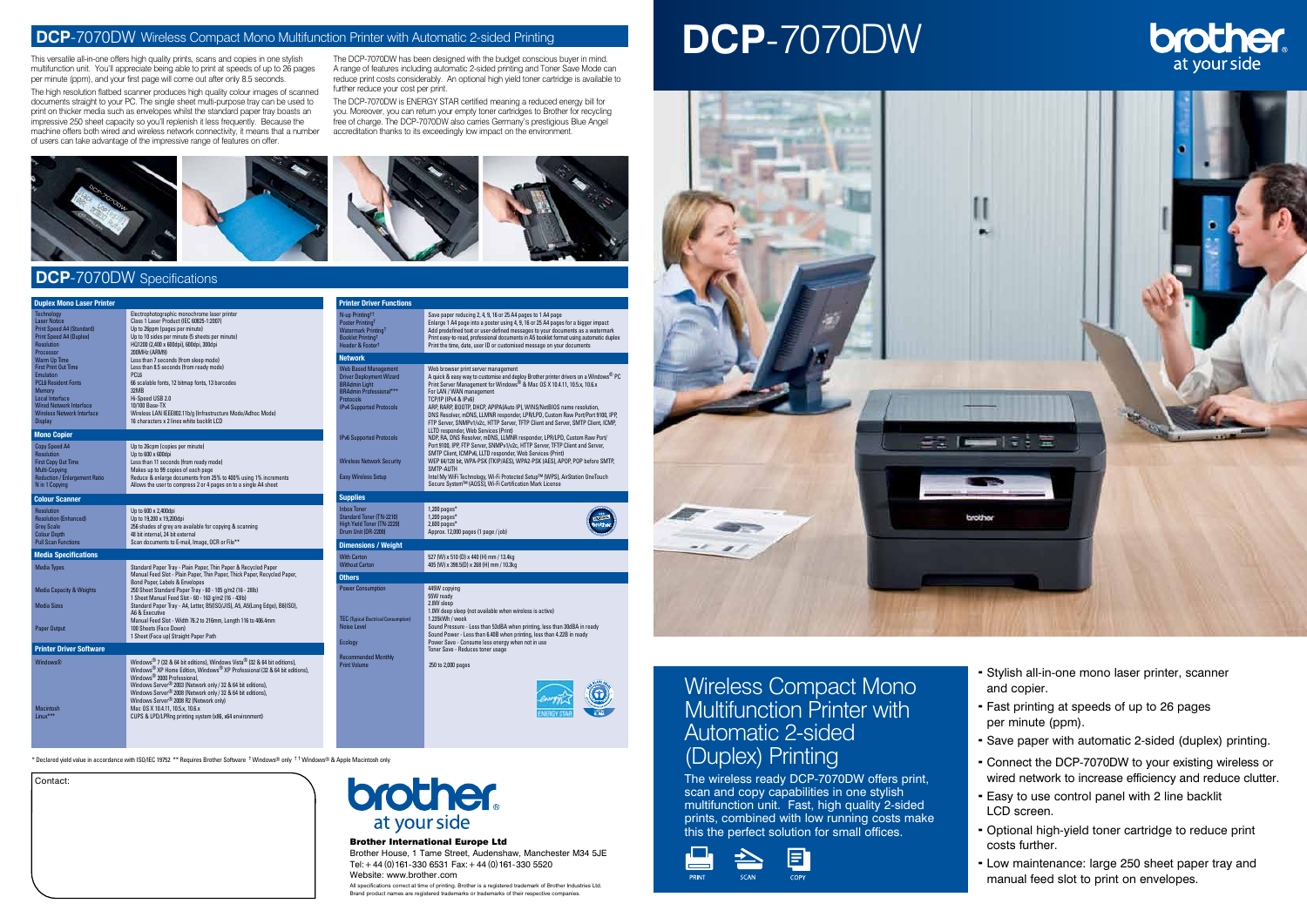# DCP-7070DW

## DCP-7070DW Wireless Compact Mono Multifunction Printer with Automatic 2-sided Printing

This versatile all-in-one offers high quality prints, scans and copies in one stylish multifunction unit. You'll appreciate being able to print at speeds of up to 26 pages per minute (ppm), and your first page will come out after only 8.5 seconds.

The high resolution flatbed scanner produces high quality colour images of scanned documents straight to your PC. The single sheet multi-purpose tray can be used to print on thicker media such as envelopes whilst the standard paper tray boasts an impressive 250 sheet capacity so you'll replenish it less frequently. Because the machine offers both wired and wireless network connectivity, it means that a number of users can take advantage of the impressive range of features on offer.

The DCP-7070DW has been designed with the budget conscious buyer in mind. A range of features including automatic 2-sided printing and Toner Save Mode can reduce print costs considerably. An optional high yield toner cartridge is available to further reduce your cost per print.

The DCP-7070DW is ENERGY STAR certified meaning a reduced energy bill for you. Moreover, you can return your empty toner cartridges to Brother for recycling free of charge. The DCP-7070DW also carries Germany's prestigious Blue Angel accreditation thanks to its exceedingly low impact on the environment.

## DCP-7070DW Specifications

| Duplex Mono Laser Printer | |
|---|---|
| Technology | Electrophotographic monochrome laser printer |
| Laser Notice | Class 1 Laser Product (IEC 60825-1:2007) |
| Print Speed A4 (Standard) | Up to 26ppm (pages per minute) |
| Print Speed A4 (Duplex) | Up to 10 sides per minute (5 sheets per minute) |
| Resolution | HQ1200 (2,400 x 600dpi), 600dpi, 300dpi |
| Processor | 200MHz (ARM9) |
| Warm Up Time | Less than 7 seconds (from sleep mode) |
| First Print Out Time | Less than 8.5 seconds (from ready mode) |
| Emulation | PCL6 |
| PCL6 Resident Fonts | 66 scalable fonts, 12 bitmap fonts, 13 barcodes |
| Memory | 32MB |
| Local Interface | Hi-Speed USB 2.0 |
| Wired Network Interface | 10/100 Base-TX |
| Wireless Network Interface | Wireless LAN IEEE802.11b/g (Infrastructure Mode/Adhoc Mode) |
| Display | 16 characters x 2 lines white backlit LCD |

| Mono Copier | |
|---|---|
| Copy Speed A4 | Up to 26cpm (copies per minute) |
| Resolution | Up to 600 x 600dpi |
| First Copy Out Time | Less than 11 seconds (from ready mode) |
| Multi-Copying | Makes up to 99 copies of each page |
| Reduction / Enlargement Ratio | Reduce & enlarge documents from 25% to 400% using 1% increments |
| N in 1 Copying | Allows the user to compress 2 or 4 pages on to a single A4 sheet |

| Colour Scanner | |
|---|---|
| Resolution | Up to 600 x 2,400dpi |
| Resolution (Enhanced) | Up to 19,200 x 19,200dpi |
| Grey Scale | 256 shades of grey are available for copying & scanning |
| Colour Depth | 48 bit internal, 24 bit external |
| Pull Scan Functions | Scan documents to E-mail, Image, OCR or File** |

| Media Specifications | |
|---|---|
| Media Types | Standard Paper Tray - Plain Paper, Thin Paper & Recycled Paper<br>Manual Feed Slot - Plain Paper, Thin Paper, Thick Paper, Recycled Paper, Bond Paper, Labels & Envelopes |
| Media Capacity & Weights | 250 Sheet Standard Paper Tray - 60 - 105 g/m2 (16 - 28lb)<br>1 Sheet Manual Feed Slot - 60 - 163 g/m2 (16 - 43lb) |
| Media Sizes | Standard Paper Tray - A4, Letter, B5(ISO/JIS), A5, A5(Long Edge), B6(ISO), A6 & Executive<br>Manual Feed Slot - Width 76.2 to 216mm, Length 116 to 406.4mm |
| Paper Output | 100 Sheets (Face Down)<br>1 Sheet (Face up) Straight Paper Path |

| Printer Driver Software | |
|---|---|
| Windows® | Windows® 7 (32 & 64 bit editions), Windows Vista® (32 & 64 bit editions), Windows® XP Home Edition, Windows® XP Professional (32 & 64 bit editions), Windows® 2000 Professional, Windows Server® 2003 (Network only / 32 & 64 bit editions), Windows Server® 2008 (Network only / 32 & 64 bit editions), Windows Server® 2008 R2 (Network only) |
| Macintosh | Mac OS X 10.4.11, 10.5.x, 10.6.x |
| Linux*** | CUPS & LPD/LPRng printing system (x86, x64 environment) |

| Printer Driver Functions | |
|---|---|
| N-up Printing†† | Save paper reducing 2, 4, 9, 16 or 25 A4 pages to 1 A4 page |
| Poster Printing† | Enlarge 1 A4 page into a poster using 4, 9, 16 or 25 A4 pages for a bigger impact |
| Watermark Printing† | Add predefined text or user-defined messages to your documents as a watermark |
| Booklet Printing† | Print easy-to-read, professional documents in A5 booklet format using automatic duplex |
| Header & Footer† | Print the time, date, user ID or customised message on your documents |

| Network | |
|---|---|
| Web Based Management | Web browser print server management |
| Driver Deployment Wizard | A quick & easy way to customise and deploy Brother printer drivers on a Windows® PC |
| BRAdmin Light | Print Server Management for Windows® & Mac OS X 10.4.11, 10.5.x, 10.6.x |
| BRAdmin Professional*** | For LAN / WAN management |
| Protocols | TCP/IP (IPv4 & IPv6) |
| IPv4 Supported Protocols | ARP, RARP, BOOTP, DHCP, APIPA(Auto IP), WINS/NetBIOS name resolution, DNS Resolver, mDNS, LLMNR responder, LPR/LPD, Custom Raw Port/Port 9100, IPP, FTP Server, SNMPv1/v2c, HTTP Server, TFTP Client and Server, SMTP Client, ICMP, LLTD responder, Web Services (Print) |
| IPv6 Supported Protocols | NDP, RA, DNS Resolver, mDNS, LLMNR responder, LPR/LPD, Custom Raw Port/Port 9100, IPP, FTP Server, SNMPv1/v2c, HTTP Server, TFTP Client and Server, SMTP Client, ICMPv6, LLTD responder, Web Services (Print) |
| Wireless Network Security | WEP 64/128 bit, WPA-PSK (TKIP/AES), WPA2-PSK (AES), APOP, POP before SMTP, SMTP-AUTH |
| Easy Wireless Setup | Intel My WiFi Technology, Wi-Fi Protected Setup™ (WPS), AirStation OneTouch Secure System™ (AOSS), Wi-Fi Certification Mark License |

| Supplies | |
|---|---|
| Inbox Toner | 1,200 pages* |
| Standard Toner (TN-2210) | 1,200 pages* |
| High Yield Toner (TN-2220) | 2,600 pages* |
| Drum Unit (DR-2200) | Approx. 12,000 pages (1 page / job) |

| Dimensions / Weight | |
|---|---|
| With Carton | 527 (W) x 510 (D) x 440 (H) mm / 13.4kg |
| Without Carton | 405 (W) x 398.5(D) x 268 (H) mm / 10.3kg |

| Others | |
|---|---|
| Power Consumption | 445W copying<br>55W ready<br>2.6W sleep<br>1.0W deep sleep (not available when wireless is active) |
| TEC (Typical Electrical Consumption) | 1.235kWh / week |
| Noise Level | Sound Pressure - Less than 53dBA when printing, less than 30dBA in ready<br>Sound Power - Less than 6.6B when printing, less than 4.22B in ready |
| Ecology | Power Save - Consume less energy when not in use<br>Toner Save - Reduces toner usage |
| Recommended Monthly Print Volume | 250 to 2,000 pages |

\* Declared yield value in accordance with ISO/IEC 19752 ** Requires Brother Software † Windows® only †† Windows® & Apple Macintosh only

Contact:

**Brother International Europe Ltd**
Brother House, 1 Tame Street, Audenshaw, Manchester M34 5JE
Tel: + 44 (0)161-330 6531 Fax: + 44 (0)161-330 5520
Website: www.brother.com

All specifications correct at time of printing. Brother is a registered trademark of Brother Industries Ltd. Brand product names are registered trademarks or trademarks of their respective companies.

brother at your side

## Wireless Compact Mono Multifunction Printer with Automatic 2-sided (Duplex) Printing

The wireless ready DCP-7070DW offers print, scan and copy capabilities in one stylish multifunction unit. Fast, high quality 2-sided prints, combined with low running costs make this the perfect solution for small offices.

PRINT SCAN COPY

- Stylish all-in-one mono laser printer, scanner and copier.
- Fast printing at speeds of up to 26 pages per minute (ppm).
- Save paper with automatic 2-sided (duplex) printing.
- Connect the DCP-7070DW to your existing wireless or wired network to increase efficiency and reduce clutter.
- Easy to use control panel with 2 line backlit LCD screen.
- Optional high-yield toner cartridge to reduce print costs further.
- Low maintenance: large 250 sheet paper tray and manual feed slot to print on envelopes.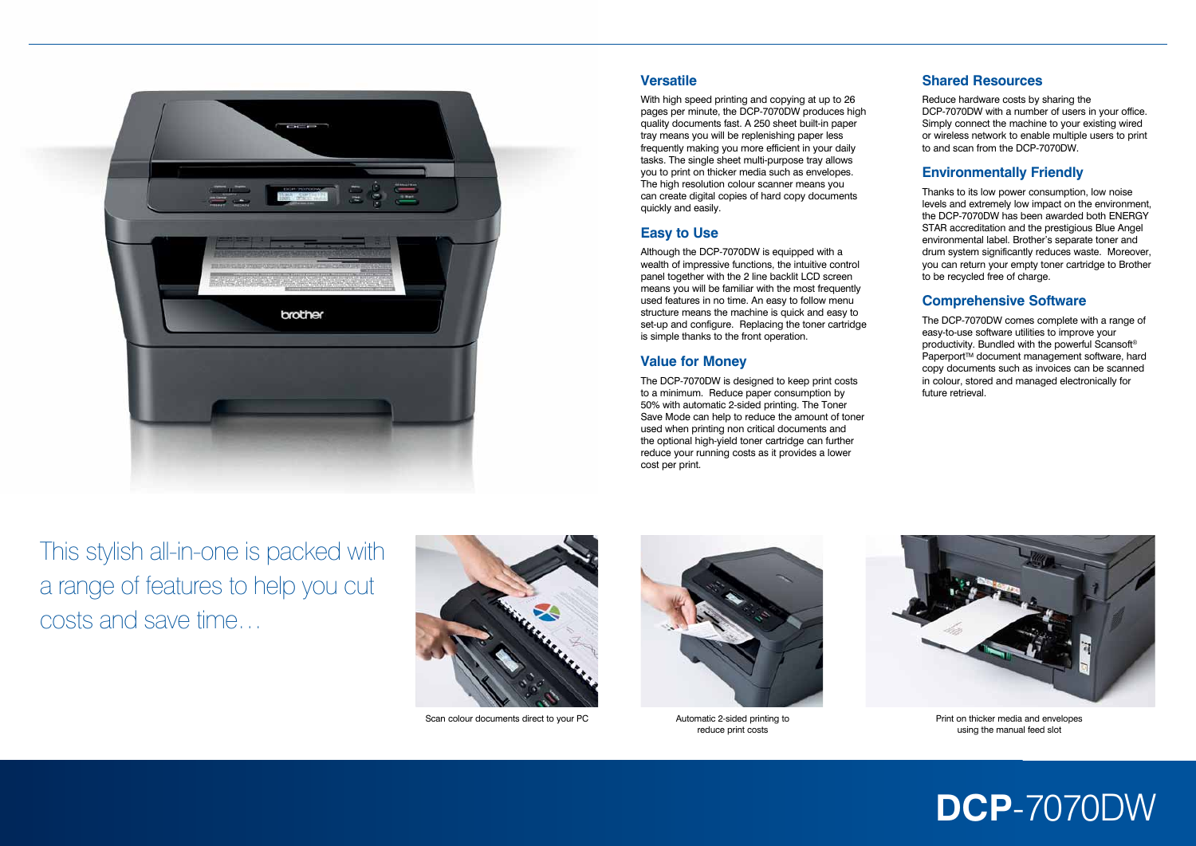## Versatile

With high speed printing and copying at up to 26 pages per minute, the DCP-7070DW produces high quality documents fast. A 250 sheet built-in paper tray means you will be replenishing paper less frequently making you more efficient in your daily tasks. The single sheet multi-purpose tray allows you to print on thicker media such as envelopes. The high resolution colour scanner means you can create digital copies of hard copy documents quickly and easily.

## Easy to Use

Although the DCP-7070DW is equipped with a wealth of impressive functions, the intuitive control panel together with the 2 line backlit LCD screen means you will be familiar with the most frequently used features in no time. An easy to follow menu structure means the machine is quick and easy to set-up and configure. Replacing the toner cartridge is simple thanks to the front operation.

## Value for Money

The DCP-7070DW is designed to keep print costs to a minimum. Reduce paper consumption by 50% with automatic 2-sided printing. The Toner Save Mode can help to reduce the amount of toner used when printing non critical documents and the optional high-yield toner cartridge can further reduce your running costs as it provides a lower cost per print.

## Shared Resources

Reduce hardware costs by sharing the DCP-7070DW with a number of users in your office. Simply connect the machine to your existing wired or wireless network to enable multiple users to print to and scan from the DCP-7070DW.

## Environmentally Friendly

Thanks to its low power consumption, low noise levels and extremely low impact on the environment, the DCP-7070DW has been awarded both ENERGY STAR accreditation and the prestigious Blue Angel environmental label. Brother's separate toner and drum system significantly reduces waste. Moreover, you can return your empty toner cartridge to Brother to be recycled free of charge.

## Comprehensive Software

The DCP-7070DW comes complete with a range of easy-to-use software utilities to improve your productivity. Bundled with the powerful Scansoft® Paperport™ document management software, hard copy documents such as invoices can be scanned in colour, stored and managed electronically for future retrieval.

This stylish all-in-one is packed with a range of features to help you cut costs and save time…

Scan colour documents direct to your PC

Automatic 2-sided printing to reduce print costs

Print on thicker media and envelopes using the manual feed slot

**DCP**-7070DW